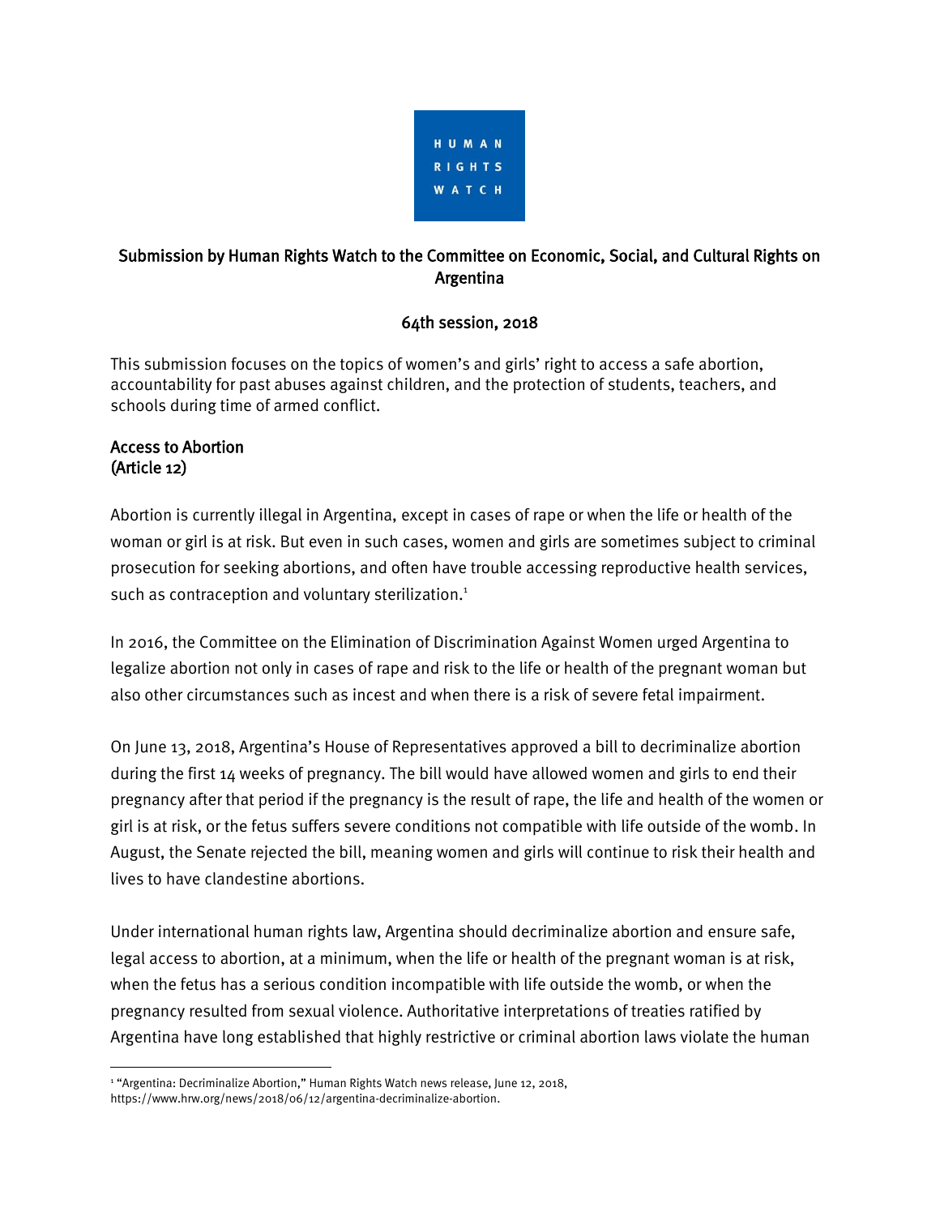HUMAN RIGHTS WATCH

# Submission by Human Rights Watch to the Committee on Economic, Social, and Cultural Rights on Argentina

## 64th session, 2018

This submission focuses on the topics of women's and girls' right to access a safe abortion, accountability for past abuses against children, and the protection of students, teachers, and schools during time of armed conflict.

### Access to Abortion (Article 12)

Abortion is currently illegal in Argentina, except in cases of rape or when the life or health of the woman or girl is at risk. But even in such cases, women and girls are sometimes subject to criminal prosecution for seeking abortions, and often have trouble accessing reproductive health services, such as contraception and voluntary sterilization.[1]

In 2016, the Committee on the Elimination of Discrimination Against Women urged Argentina to legalize abortion not only in cases of rape and risk to the life or health of the pregnant woman but also other circumstances such as incest and when there is a risk of severe fetal impairment.

On June 13, 2018, Argentina's House of Representatives approved a bill to decriminalize abortion during the first 14 weeks of pregnancy. The bill would have allowed women and girls to end their pregnancy after that period if the pregnancy is the result of rape, the life and health of the women or girl is at risk, or the fetus suffers severe conditions not compatible with life outside of the womb. In August, the Senate rejected the bill, meaning women and girls will continue to risk their health and lives to have clandestine abortions.

Under international human rights law, Argentina should decriminalize abortion and ensure safe, legal access to abortion, at a minimum, when the life or health of the pregnant woman is at risk, when the fetus has a serious condition incompatible with life outside the womb, or when the pregnancy resulted from sexual violence. Authoritative interpretations of treaties ratified by Argentina have long established that highly restrictive or criminal abortion laws violate the human

[1] "Argentina: Decriminalize Abortion," Human Rights Watch news release, June 12, 2018, https://www.hrw.org/news/2018/06/12/argentina-decriminalize-abortion.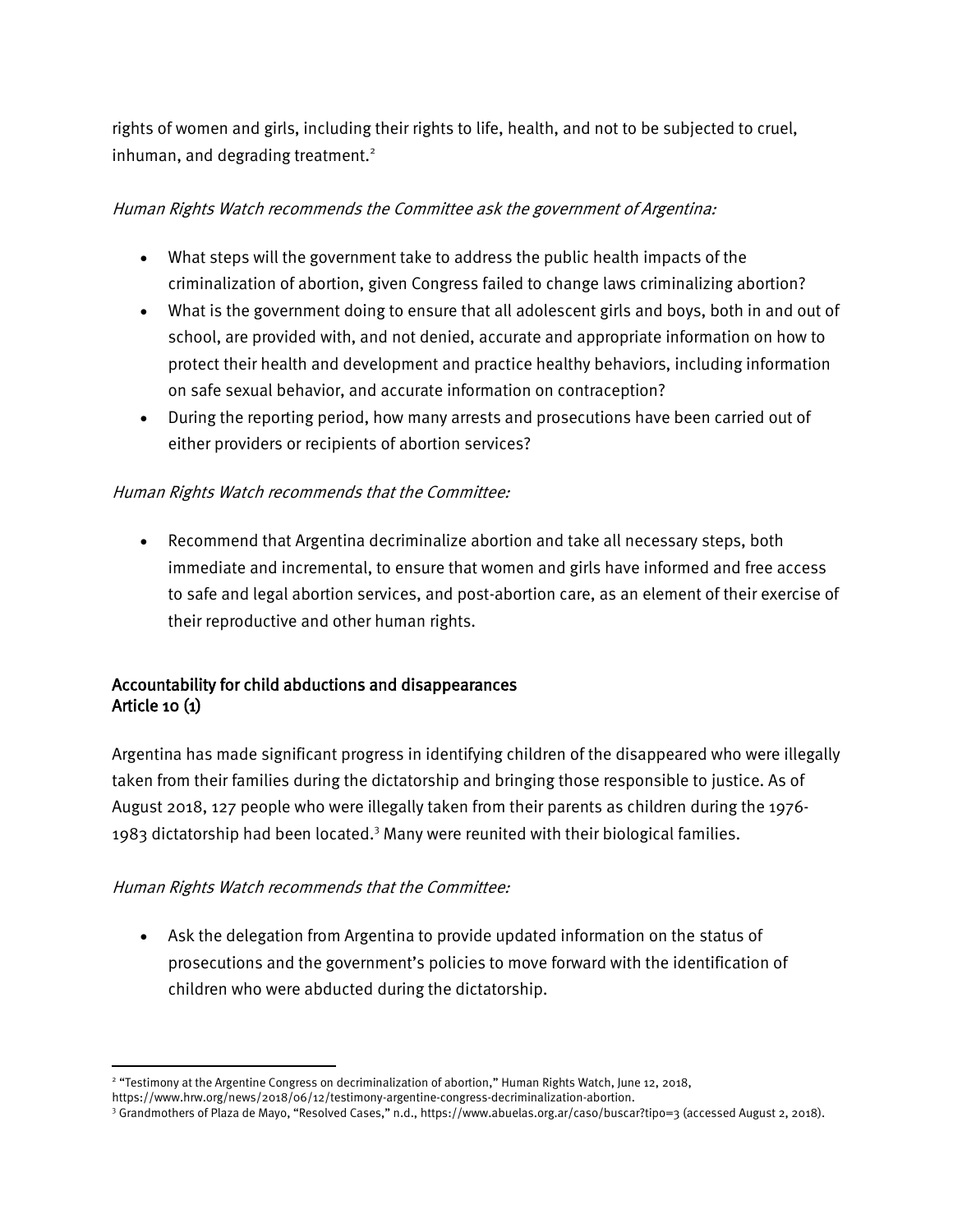rights of women and girls, including their rights to life, health, and not to be subjected to cruel, inhuman, and degrading treatment.[2]

*Human Rights Watch recommends the Committee ask the government of Argentina:*

- What steps will the government take to address the public health impacts of the criminalization of abortion, given Congress failed to change laws criminalizing abortion?
- What is the government doing to ensure that all adolescent girls and boys, both in and out of school, are provided with, and not denied, accurate and appropriate information on how to protect their health and development and practice healthy behaviors, including information on safe sexual behavior, and accurate information on contraception?
- During the reporting period, how many arrests and prosecutions have been carried out of either providers or recipients of abortion services?

*Human Rights Watch recommends that the Committee:*

- Recommend that Argentina decriminalize abortion and take all necessary steps, both immediate and incremental, to ensure that women and girls have informed and free access to safe and legal abortion services, and post-abortion care, as an element of their exercise of their reproductive and other human rights.

## Accountability for child abductions and disappearances
## Article 10 (1)

Argentina has made significant progress in identifying children of the disappeared who were illegally taken from their families during the dictatorship and bringing those responsible to justice. As of August 2018, 127 people who were illegally taken from their parents as children during the 1976-1983 dictatorship had been located.[3] Many were reunited with their biological families.

*Human Rights Watch recommends that the Committee:*

- Ask the delegation from Argentina to provide updated information on the status of prosecutions and the government's policies to move forward with the identification of children who were abducted during the dictatorship.

---

[2] "Testimony at the Argentine Congress on decriminalization of abortion," Human Rights Watch, June 12, 2018, https://www.hrw.org/news/2018/06/12/testimony-argentine-congress-decriminalization-abortion.

[3] Grandmothers of Plaza de Mayo, "Resolved Cases," n.d., https://www.abuelas.org.ar/caso/buscar?tipo=3 (accessed August 2, 2018).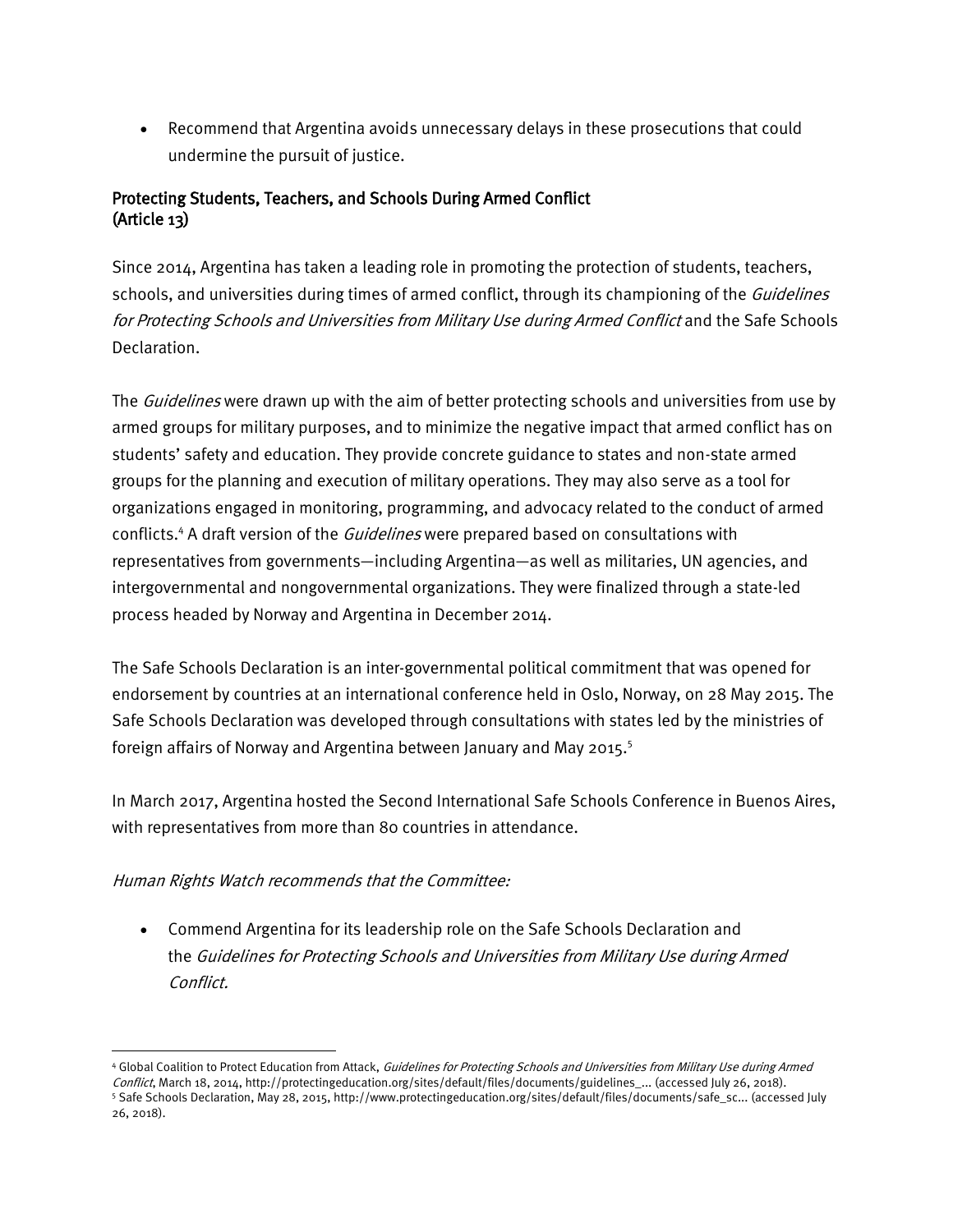- Recommend that Argentina avoids unnecessary delays in these prosecutions that could undermine the pursuit of justice.

## Protecting Students, Teachers, and Schools During Armed Conflict (Article 13)

Since 2014, Argentina has taken a leading role in promoting the protection of students, teachers, schools, and universities during times of armed conflict, through its championing of the *Guidelines for Protecting Schools and Universities from Military Use during Armed Conflict* and the Safe Schools Declaration.

The *Guidelines* were drawn up with the aim of better protecting schools and universities from use by armed groups for military purposes, and to minimize the negative impact that armed conflict has on students' safety and education. They provide concrete guidance to states and non-state armed groups for the planning and execution of military operations. They may also serve as a tool for organizations engaged in monitoring, programming, and advocacy related to the conduct of armed conflicts.[4] A draft version of the *Guidelines* were prepared based on consultations with representatives from governments—including Argentina—as well as militaries, UN agencies, and intergovernmental and nongovernmental organizations. They were finalized through a state-led process headed by Norway and Argentina in December 2014.

The Safe Schools Declaration is an inter-governmental political commitment that was opened for endorsement by countries at an international conference held in Oslo, Norway, on 28 May 2015. The Safe Schools Declaration was developed through consultations with states led by the ministries of foreign affairs of Norway and Argentina between January and May 2015.[5]

In March 2017, Argentina hosted the Second International Safe Schools Conference in Buenos Aires, with representatives from more than 80 countries in attendance.

*Human Rights Watch recommends that the Committee:*

- Commend Argentina for its leadership role on the Safe Schools Declaration and the *Guidelines for Protecting Schools and Universities from Military Use during Armed Conflict.*

---

[4] Global Coalition to Protect Education from Attack, *Guidelines for Protecting Schools and Universities from Military Use during Armed Conflict*, March 18, 2014, http://protectingeducation.org/sites/default/files/documents/guidelines_... (accessed July 26, 2018).

[5] Safe Schools Declaration, May 28, 2015, http://www.protectingeducation.org/sites/default/files/documents/safe_sc... (accessed July 26, 2018).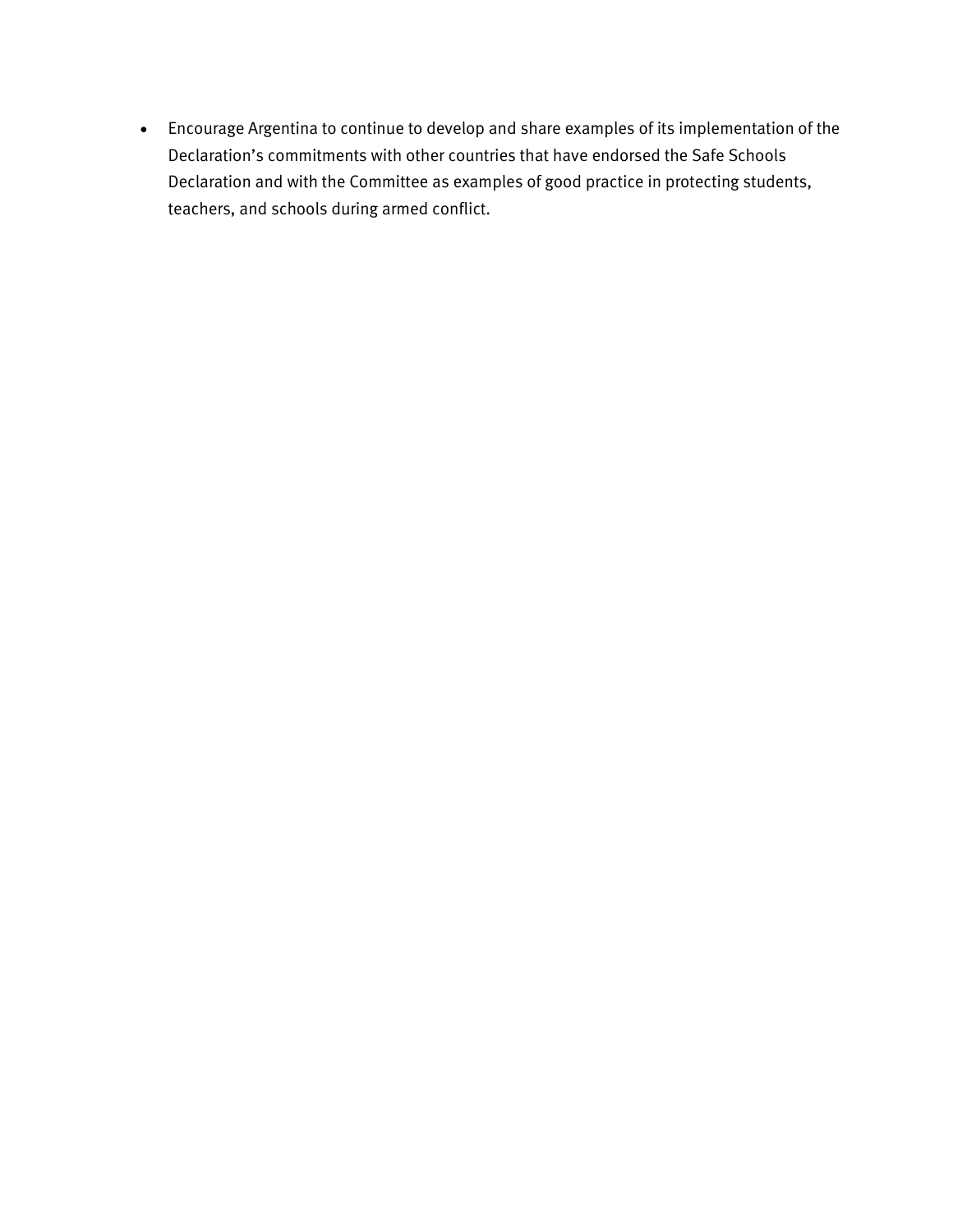- Encourage Argentina to continue to develop and share examples of its implementation of the Declaration's commitments with other countries that have endorsed the Safe Schools Declaration and with the Committee as examples of good practice in protecting students, teachers, and schools during armed conflict.